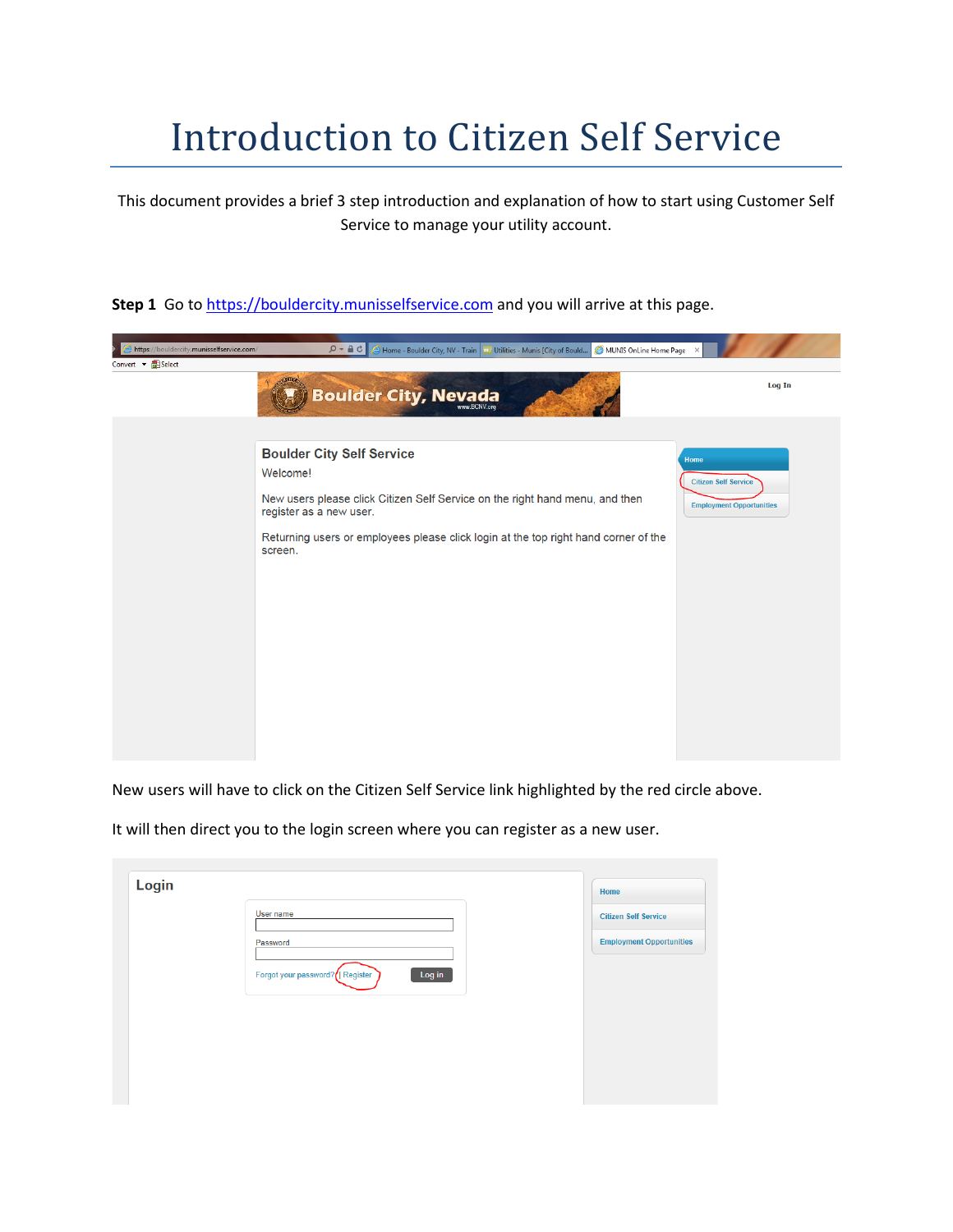# Introduction to Citizen Self Service

This document provides a brief 3 step introduction and explanation of how to start using Customer Self Service to manage your utility account.

**Step 1** Go to https://bouldercity.munisselfservice.com and you will arrive at this page.

New users will have to click on the Citizen Self Service link highlighted by the red circle above.

It will then direct you to the login screen where you can register as a new user.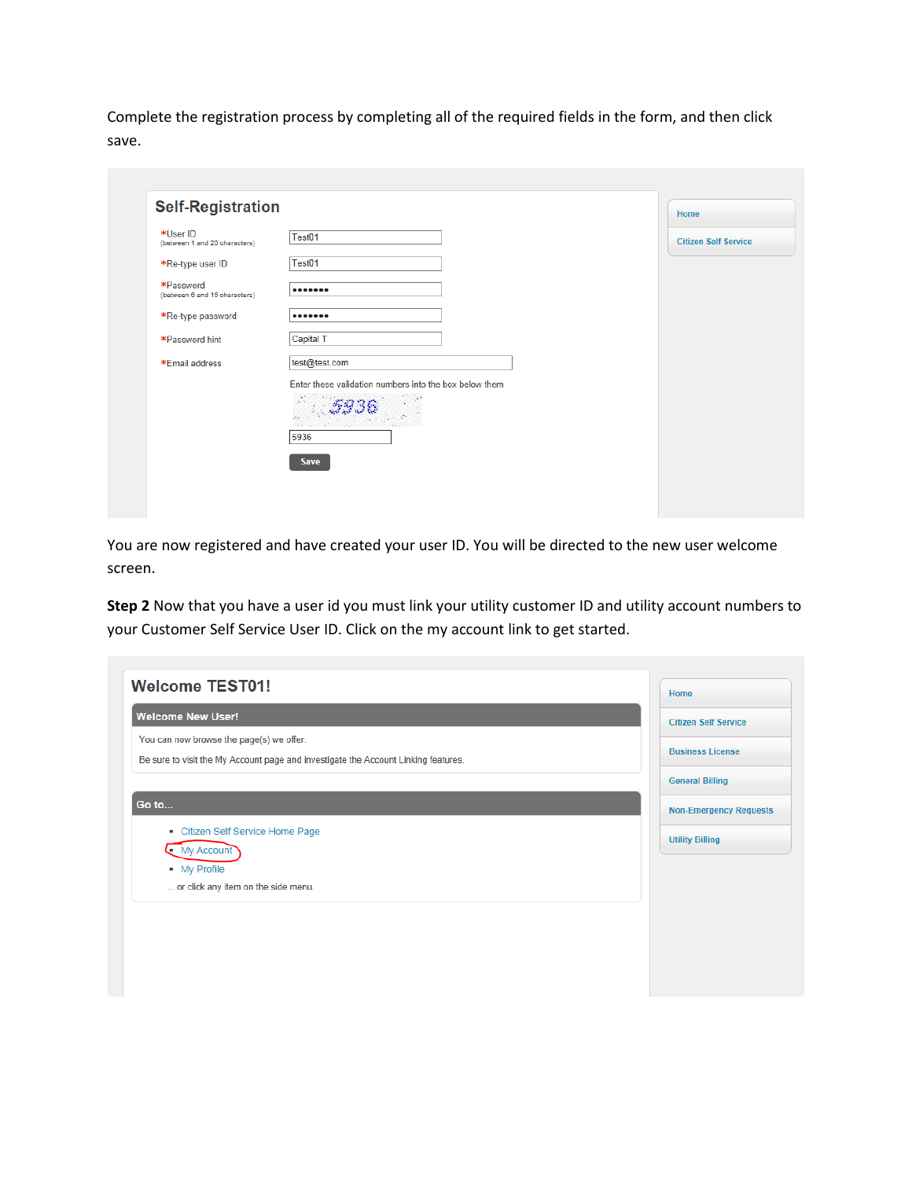Complete the registration process by completing all of the required fields in the form, and then click save.

## Self-Registration

| | |
|---|---|
| *User ID (between 1 and 20 characters) | Test01 |
| *Re-type user ID | Test01 |
| *Password (between 6 and 15 characters) | ••••••• |
| *Re-type password | ••••••• |
| *Password hint | Capital T |
| *Email address | test@test.com |

Enter these validation numbers into the box below them

5936

5936

Save

Home

Citizen Self Service

You are now registered and have created your user ID. You will be directed to the new user welcome screen.

**Step 2** Now that you have a user id you must link your utility customer ID and utility account numbers to your Customer Self Service User ID. Click on the my account link to get started.

## Welcome TEST01!

**Welcome New User!**

You can now browse the page(s) we offer.

Be sure to visit the My Account page and investigate the Account Linking features.

**Go to...**

- Citizen Self Service Home Page
- My Account
- My Profile

... or click any item on the side menu.

Home

Citizen Self Service

Business License

General Billing

Non-Emergency Requests

Utility Billing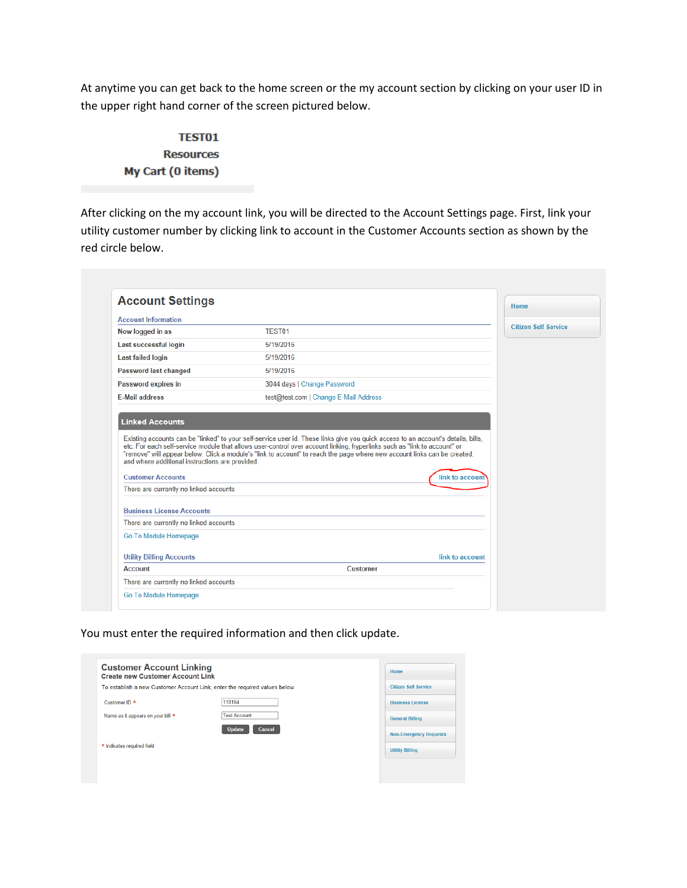At anytime you can get back to the home screen or the my account section by clicking on your user ID in the upper right hand corner of the screen pictured below.

**TEST01**
**Resources**
**My Cart (0 items)**

After clicking on the my account link, you will be directed to the Account Settings page. First, link your utility customer number by clicking link to account in the Customer Accounts section as shown by the red circle below.

## Account Settings

**Account Information**

| | |
|---|---|
| Now logged in as | TEST01 |
| Last successful login | 5/19/2016 |
| Last failed login | 5/19/2016 |
| Password last changed | 5/19/2016 |
| Password expires in | 3044 days \| Change Password |
| E-Mail address | test@test.com \| Change E-Mail Address |

**Linked Accounts**

Existing accounts can be "linked" to your self-service user id. These links give you quick access to an account's details, bills, etc. For each self-service module that allows user-control over account linking, hyperlinks such as "link to account" or "remove" will appear below. Click a module's "link to account" to reach the page where new account links can be created, and where additional instructions are provided.

Customer Accounts — link to account
There are currently no linked accounts

Business License Accounts
There are currently no linked accounts
Go To Module Homepage

Utility Billing Accounts — link to account

| Account | Customer |
|---|---|
| There are currently no linked accounts | |

Go To Module Homepage

Home
Citizen Self Service

You must enter the required information and then click update.

**Customer Account Linking**
**Create new Customer Account Link**

To establish a new Customer Account Link, enter the required values below

Customer ID * 110164
Name as it appears on your bill * Test Account

Update Cancel

* indicates required field

Home
Citizen Self Service
Business License
General Billing
Non-Emergency Requests
Utility Billing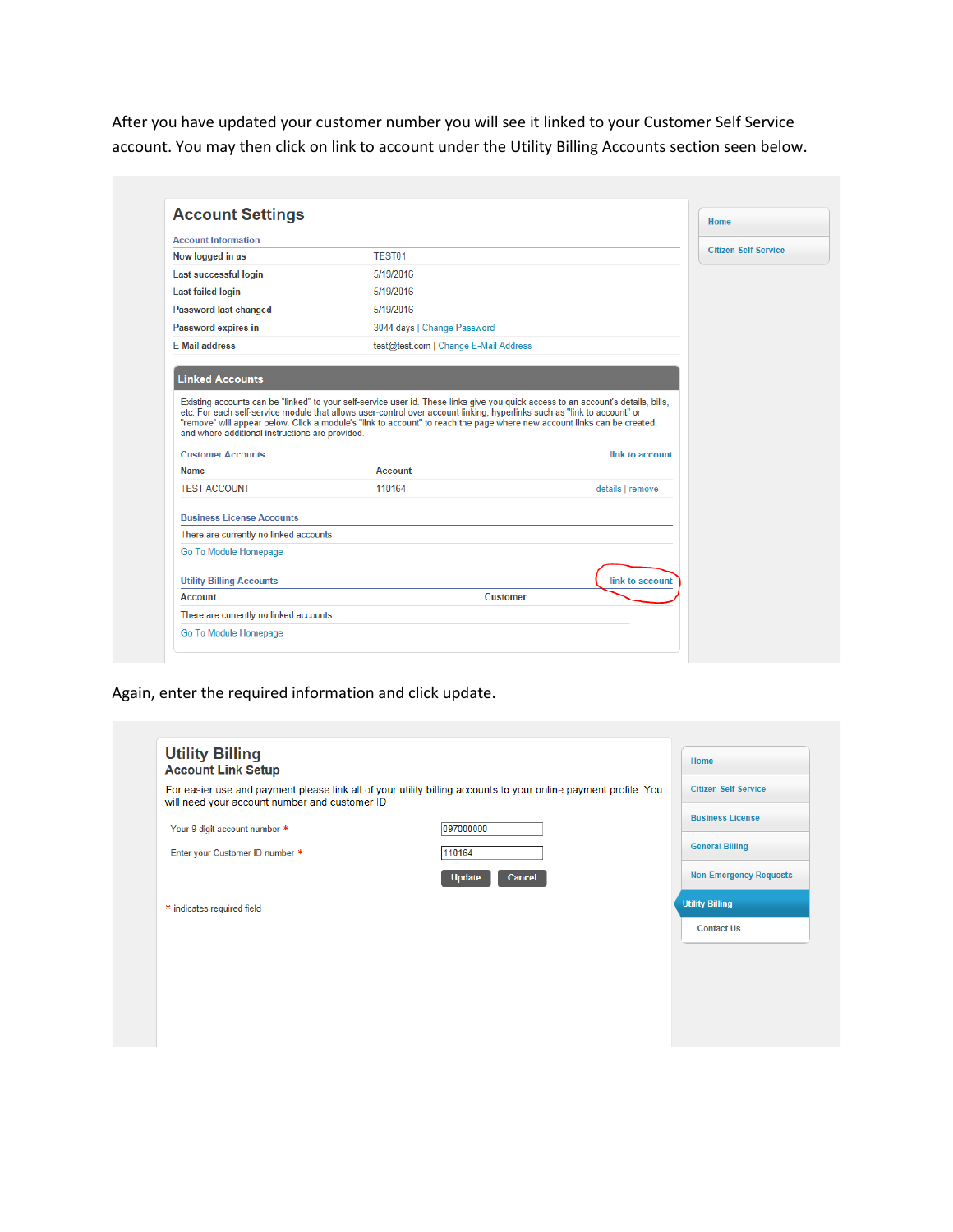After you have updated your customer number you will see it linked to your Customer Self Service account. You may then click on link to account under the Utility Billing Accounts section seen below.

## Account Settings

**Account Information**

| | |
|---|---|
| Now logged in as | TEST01 |
| Last successful login | 5/19/2016 |
| Last failed login | 5/19/2016 |
| Password last changed | 5/19/2016 |
| Password expires in | 3044 days \| Change Password |
| E-Mail address | test@test.com \| Change E-Mail Address |

**Linked Accounts**

Existing accounts can be "linked" to your self-service user id. These links give you quick access to an account's details, bills, etc. For each self-service module that allows user-control over account linking, hyperlinks such as "link to account" or "remove" will appear below. Click a module's "link to account" to reach the page where new account links can be created, and where additional instructions are provided.

Customer Accounts — link to account

| Name | Account | |
|---|---|---|
| TEST ACCOUNT | 110164 | details \| remove |

Business License Accounts

There are currently no linked accounts

Go To Module Homepage

Utility Billing Accounts — link to account

| Account | Customer |
|---|---|
| There are currently no linked accounts | |

Go To Module Homepage

Home | Citizen Self Service

Again, enter the required information and click update.

## Utility Billing

### Account Link Setup

For easier use and payment please link all of your utility billing accounts to your online payment profile. You will need your account number and customer ID

Your 9 digit account number * 097000000

Enter your Customer ID number * 110164

Update | Cancel

* indicates required field

Home | Citizen Self Service | Business License | General Billing | Non-Emergency Requests | Utility Billing | Contact Us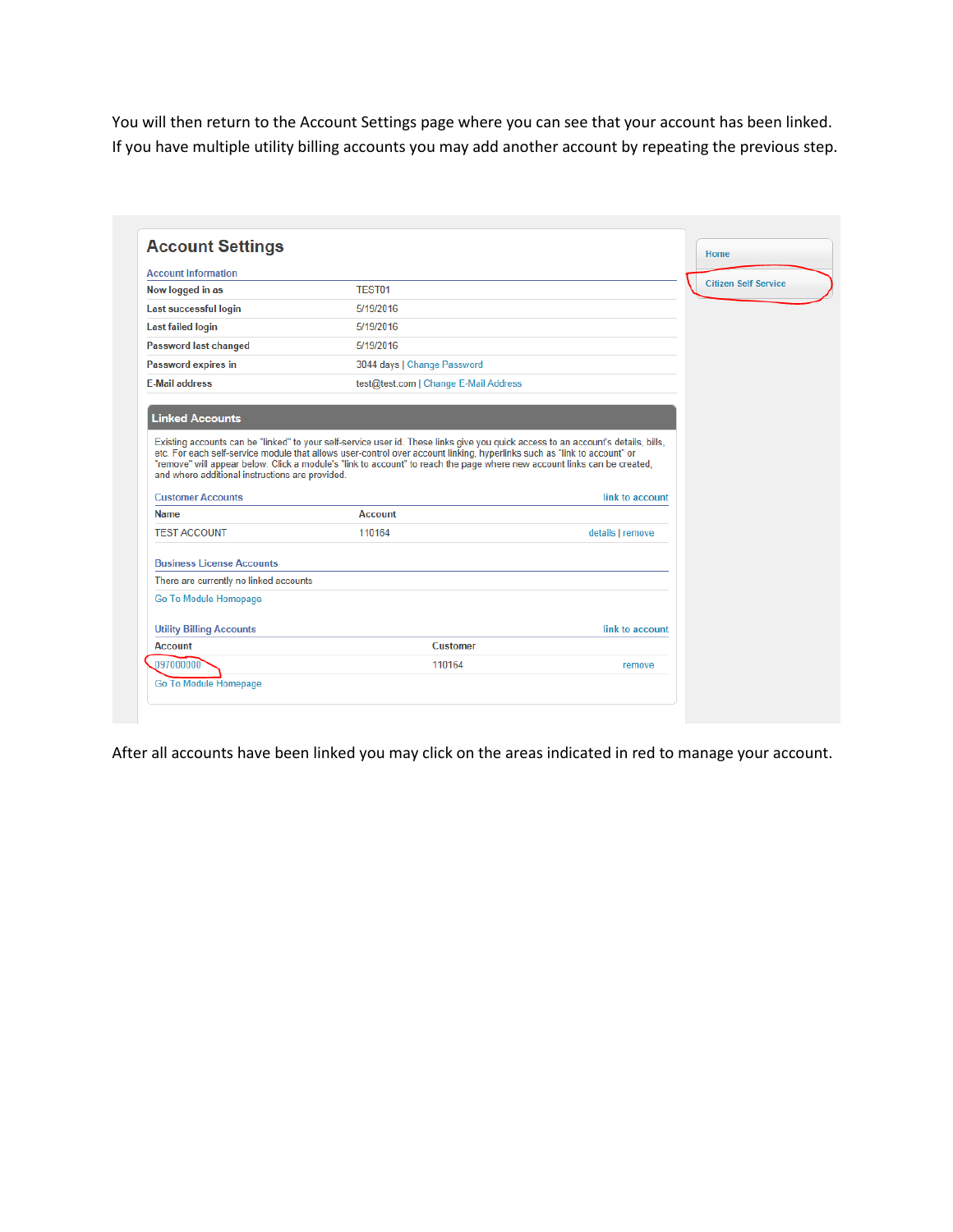You will then return to the Account Settings page where you can see that your account has been linked. If you have multiple utility billing accounts you may add another account by repeating the previous step.

## Account Settings

Account Information

| | |
|---|---|
| Now logged in as | TEST01 |
| Last successful login | 5/19/2016 |
| Last failed login | 5/19/2016 |
| Password last changed | 5/19/2016 |
| Password expires in | 3044 days \| Change Password |
| E-Mail address | test@test.com \| Change E-Mail Address |

### Linked Accounts

Existing accounts can be "linked" to your self-service user id. These links give you quick access to an account's details, bills, etc. For each self-service module that allows user-control over account linking, hyperlinks such as "link to account" or "remove" will appear below. Click a module's "link to account" to reach the page where new account links can be created, and where additional instructions are provided.

Customer Accounts — link to account

| Name | Account | |
|---|---|---|
| TEST ACCOUNT | 110164 | details \| remove |

Business License Accounts

There are currently no linked accounts

Go To Module Homepage

Utility Billing Accounts — link to account

| Account | Customer | |
|---|---|---|
| 097000000 | 110164 | remove |

Go To Module Homepage

Home

Citizen Self Service

After all accounts have been linked you may click on the areas indicated in red to manage your account.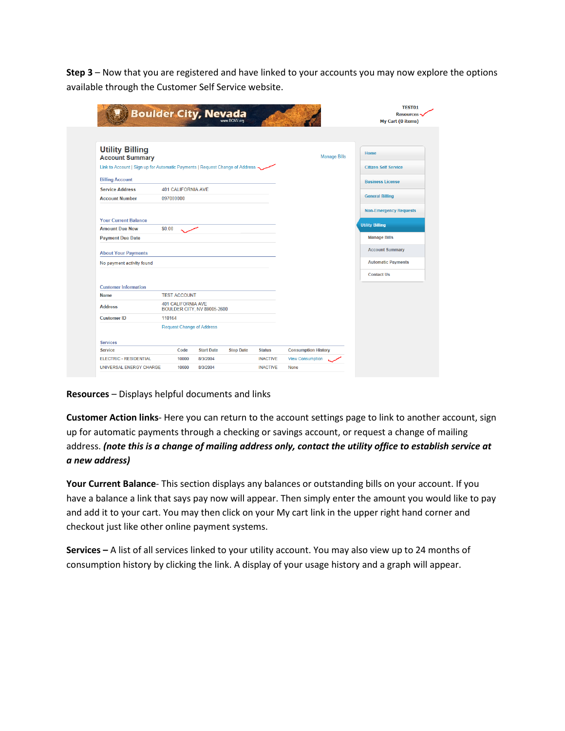**Step 3** – Now that you are registered and have linked to your accounts you may now explore the options available through the Customer Self Service website.

**Resources** – Displays helpful documents and links

**Customer Action links**- Here you can return to the account settings page to link to another account, sign up for automatic payments through a checking or savings account, or request a change of mailing address. ***(note this is a change of mailing address only, contact the utility office to establish service at a new address)***

**Your Current Balance**- This section displays any balances or outstanding bills on your account. If you have a balance a link that says pay now will appear. Then simply enter the amount you would like to pay and add it to your cart. You may then click on your My cart link in the upper right hand corner and checkout just like other online payment systems.

**Services –** A list of all services linked to your utility account. You may also view up to 24 months of consumption history by clicking the link. A display of your usage history and a graph will appear.